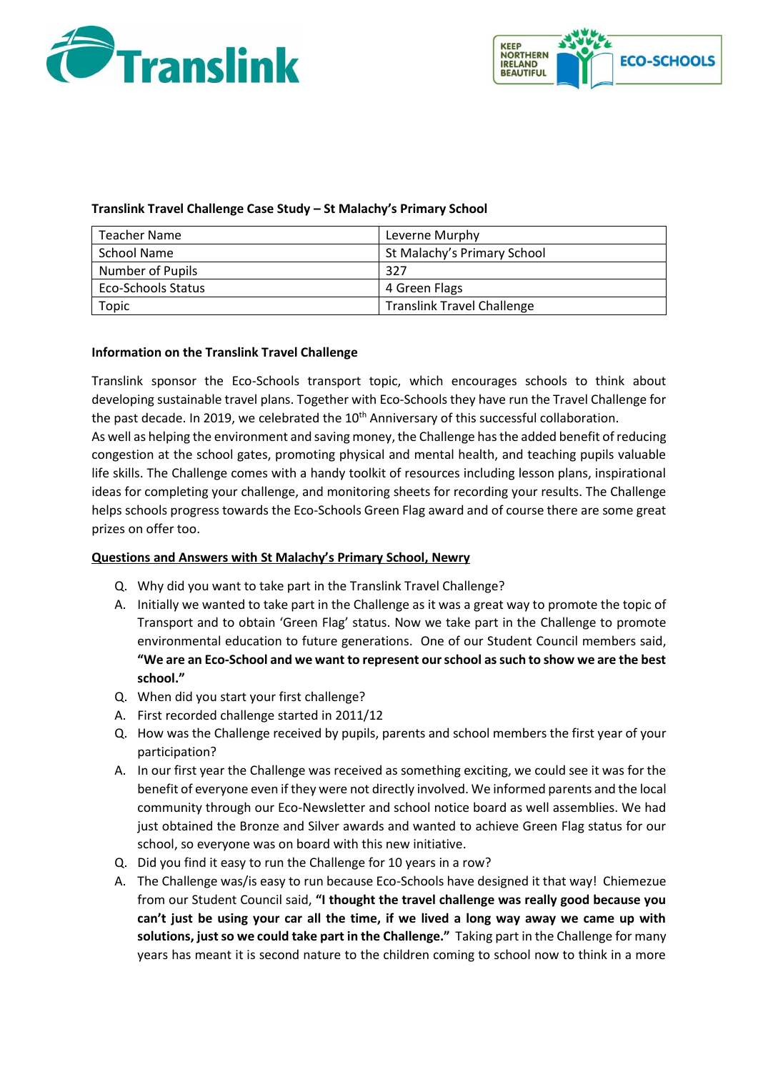**Translink Travel Challenge Case Study – St Malachy's Primary School**

| Teacher Name | Leverne Murphy |
|---|---|
| School Name | St Malachy's Primary School |
| Number of Pupils | 327 |
| Eco-Schools Status | 4 Green Flags |
| Topic | Translink Travel Challenge |

**Information on the Translink Travel Challenge**

Translink sponsor the Eco-Schools transport topic, which encourages schools to think about developing sustainable travel plans. Together with Eco-Schools they have run the Travel Challenge for the past decade. In 2019, we celebrated the 10th Anniversary of this successful collaboration.
As well as helping the environment and saving money, the Challenge has the added benefit of reducing congestion at the school gates, promoting physical and mental health, and teaching pupils valuable life skills. The Challenge comes with a handy toolkit of resources including lesson plans, inspirational ideas for completing your challenge, and monitoring sheets for recording your results. The Challenge helps schools progress towards the Eco-Schools Green Flag award and of course there are some great prizes on offer too.

**Questions and Answers with St Malachy's Primary School, Newry**

Q. Why did you want to take part in the Translink Travel Challenge?

A. Initially we wanted to take part in the Challenge as it was a great way to promote the topic of Transport and to obtain 'Green Flag' status. Now we take part in the Challenge to promote environmental education to future generations. One of our Student Council members said, **"We are an Eco-School and we want to represent our school as such to show we are the best school."**

Q. When did you start your first challenge?

A. First recorded challenge started in 2011/12

Q. How was the Challenge received by pupils, parents and school members the first year of your participation?

A. In our first year the Challenge was received as something exciting, we could see it was for the benefit of everyone even if they were not directly involved. We informed parents and the local community through our Eco-Newsletter and school notice board as well assemblies. We had just obtained the Bronze and Silver awards and wanted to achieve Green Flag status for our school, so everyone was on board with this new initiative.

Q. Did you find it easy to run the Challenge for 10 years in a row?

A. The Challenge was/is easy to run because Eco-Schools have designed it that way! Chiemezue from our Student Council said, **"I thought the travel challenge was really good because you can't just be using your car all the time, if we lived a long way away we came up with solutions, just so we could take part in the Challenge."** Taking part in the Challenge for many years has meant it is second nature to the children coming to school now to think in a more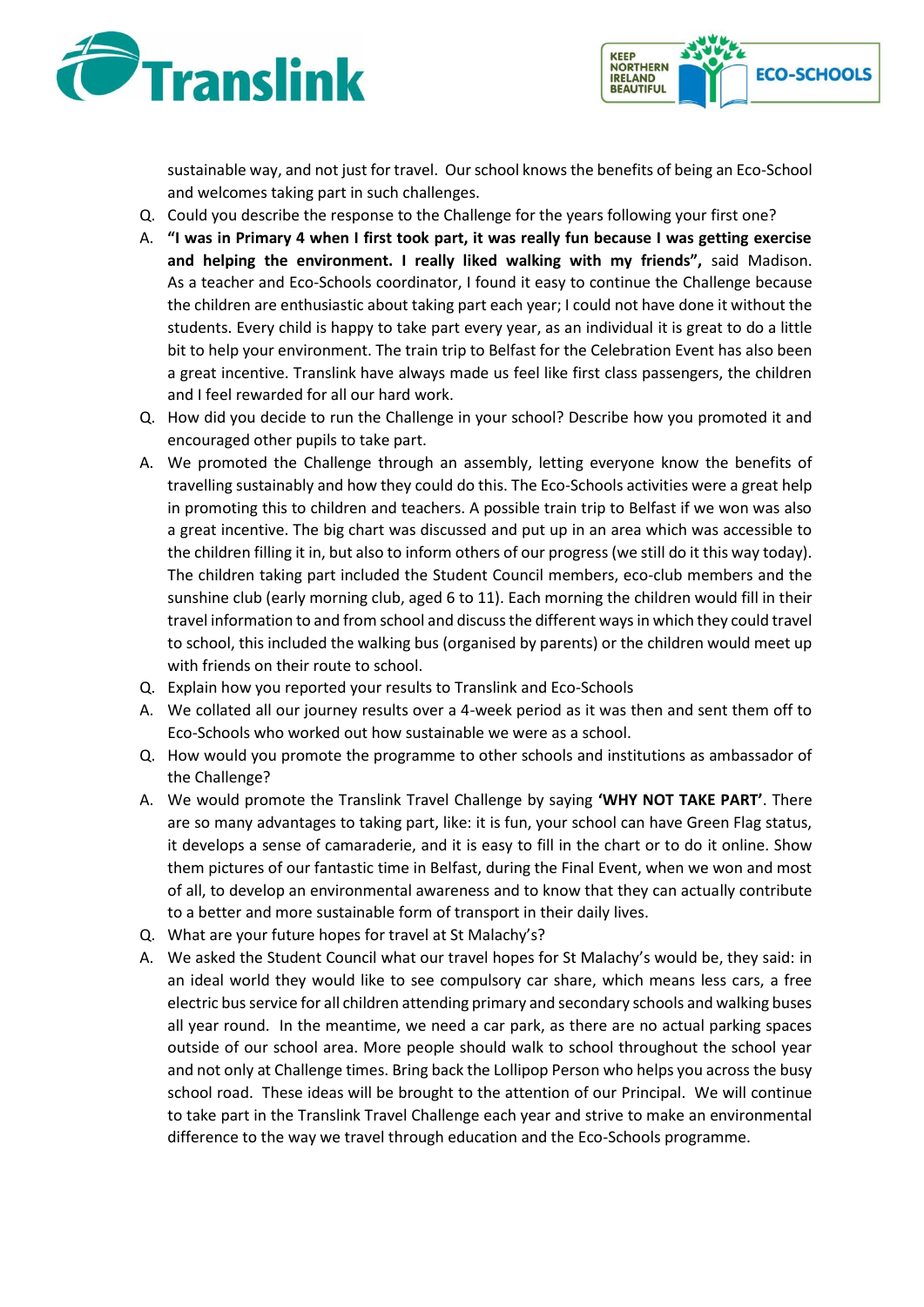sustainable way, and not just for travel. Our school knows the benefits of being an Eco-School and welcomes taking part in such challenges.

Q. Could you describe the response to the Challenge for the years following your first one?

A. **"I was in Primary 4 when I first took part, it was really fun because I was getting exercise and helping the environment. I really liked walking with my friends",** said Madison. As a teacher and Eco-Schools coordinator, I found it easy to continue the Challenge because the children are enthusiastic about taking part each year; I could not have done it without the students. Every child is happy to take part every year, as an individual it is great to do a little bit to help your environment. The train trip to Belfast for the Celebration Event has also been a great incentive. Translink have always made us feel like first class passengers, the children and I feel rewarded for all our hard work.

Q. How did you decide to run the Challenge in your school? Describe how you promoted it and encouraged other pupils to take part.

A. We promoted the Challenge through an assembly, letting everyone know the benefits of travelling sustainably and how they could do this. The Eco-Schools activities were a great help in promoting this to children and teachers. A possible train trip to Belfast if we won was also a great incentive. The big chart was discussed and put up in an area which was accessible to the children filling it in, but also to inform others of our progress (we still do it this way today). The children taking part included the Student Council members, eco-club members and the sunshine club (early morning club, aged 6 to 11). Each morning the children would fill in their travel information to and from school and discuss the different ways in which they could travel to school, this included the walking bus (organised by parents) or the children would meet up with friends on their route to school.

Q. Explain how you reported your results to Translink and Eco-Schools

A. We collated all our journey results over a 4-week period as it was then and sent them off to Eco-Schools who worked out how sustainable we were as a school.

Q. How would you promote the programme to other schools and institutions as ambassador of the Challenge?

A. We would promote the Translink Travel Challenge by saying **'WHY NOT TAKE PART'**. There are so many advantages to taking part, like: it is fun, your school can have Green Flag status, it develops a sense of camaraderie, and it is easy to fill in the chart or to do it online. Show them pictures of our fantastic time in Belfast, during the Final Event, when we won and most of all, to develop an environmental awareness and to know that they can actually contribute to a better and more sustainable form of transport in their daily lives.

Q. What are your future hopes for travel at St Malachy's?

A. We asked the Student Council what our travel hopes for St Malachy's would be, they said: in an ideal world they would like to see compulsory car share, which means less cars, a free electric bus service for all children attending primary and secondary schools and walking buses all year round. In the meantime, we need a car park, as there are no actual parking spaces outside of our school area. More people should walk to school throughout the school year and not only at Challenge times. Bring back the Lollipop Person who helps you across the busy school road. These ideas will be brought to the attention of our Principal. We will continue to take part in the Translink Travel Challenge each year and strive to make an environmental difference to the way we travel through education and the Eco-Schools programme.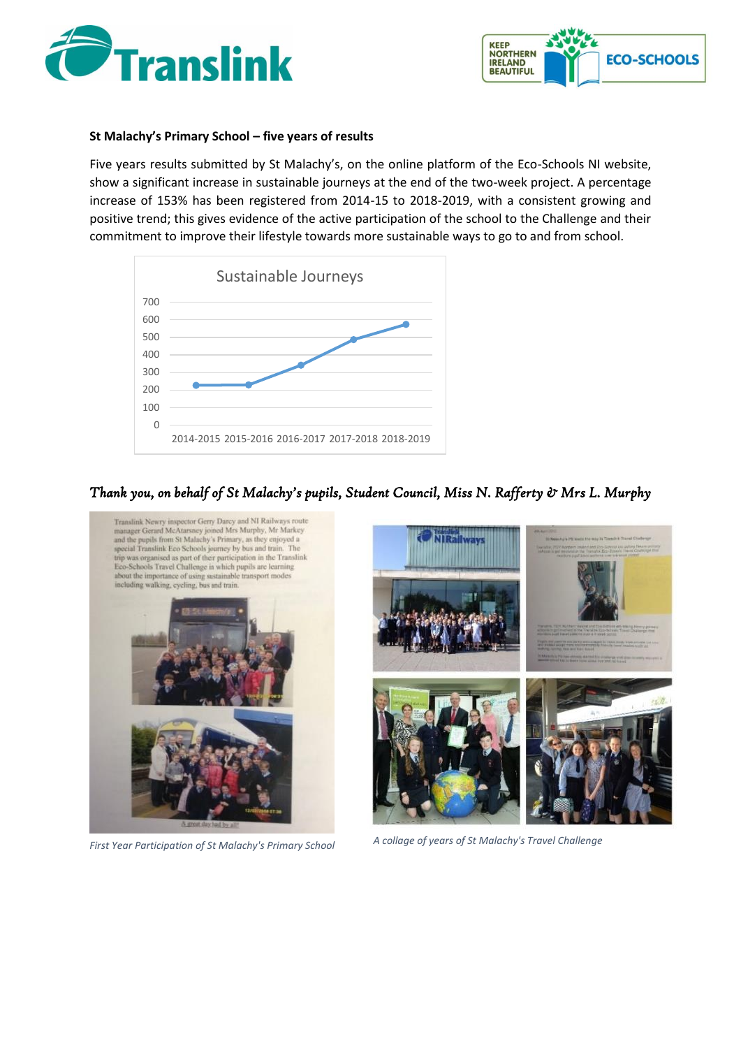**St Malachy's Primary School – five years of results**

Five years results submitted by St Malachy's, on the online platform of the Eco-Schools NI website, show a significant increase in sustainable journeys at the end of the two-week project. A percentage increase of 153% has been registered from 2014-15 to 2018-2019, with a consistent growing and positive trend; this gives evidence of the active participation of the school to the Challenge and their commitment to improve their lifestyle towards more sustainable ways to go to and from school.

Sustainable Journeys

*Thank you, on behalf of St Malachy's pupils, Student Council, Miss N. Rafferty & Mrs L. Murphy*

*First Year Participation of St Malachy's Primary School*

*A collage of years of St Malachy's Travel Challenge*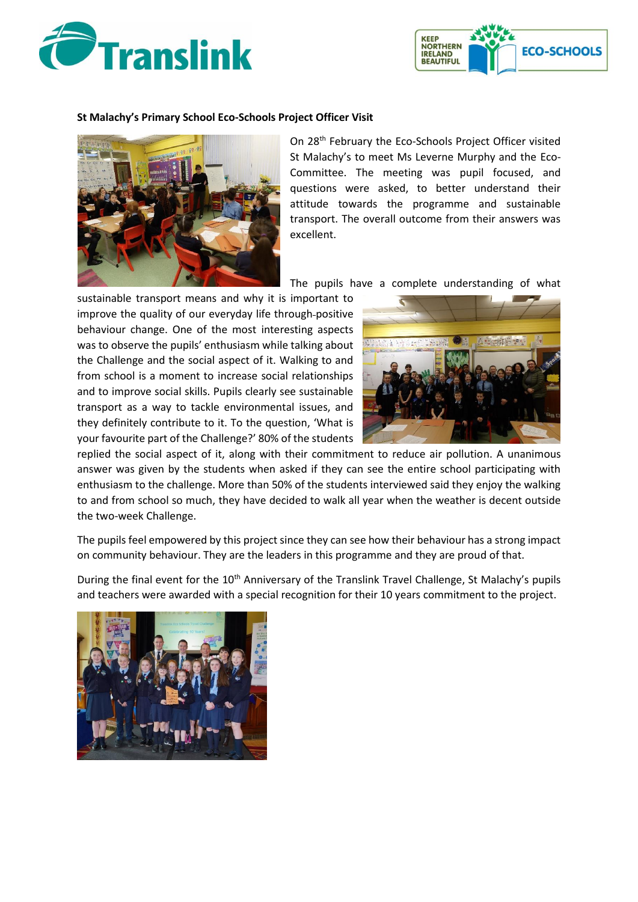**St Malachy's Primary School Eco-Schools Project Officer Visit**

On 28th February the Eco-Schools Project Officer visited St Malachy's to meet Ms Leverne Murphy and the Eco-Committee. The meeting was pupil focused, and questions were asked, to better understand their attitude towards the programme and sustainable transport. The overall outcome from their answers was excellent.

The pupils have a complete understanding of what sustainable transport means and why it is important to improve the quality of our everyday life through-positive behaviour change. One of the most interesting aspects was to observe the pupils' enthusiasm while talking about the Challenge and the social aspect of it. Walking to and from school is a moment to increase social relationships and to improve social skills. Pupils clearly see sustainable transport as a way to tackle environmental issues, and they definitely contribute to it. To the question, 'What is your favourite part of the Challenge?' 80% of the students replied the social aspect of it, along with their commitment to reduce air pollution. A unanimous answer was given by the students when asked if they can see the entire school participating with enthusiasm to the challenge. More than 50% of the students interviewed said they enjoy the walking to and from school so much, they have decided to walk all year when the weather is decent outside the two-week Challenge.

The pupils feel empowered by this project since they can see how their behaviour has a strong impact on community behaviour. They are the leaders in this programme and they are proud of that.

During the final event for the 10th Anniversary of the Translink Travel Challenge, St Malachy's pupils and teachers were awarded with a special recognition for their 10 years commitment to the project.